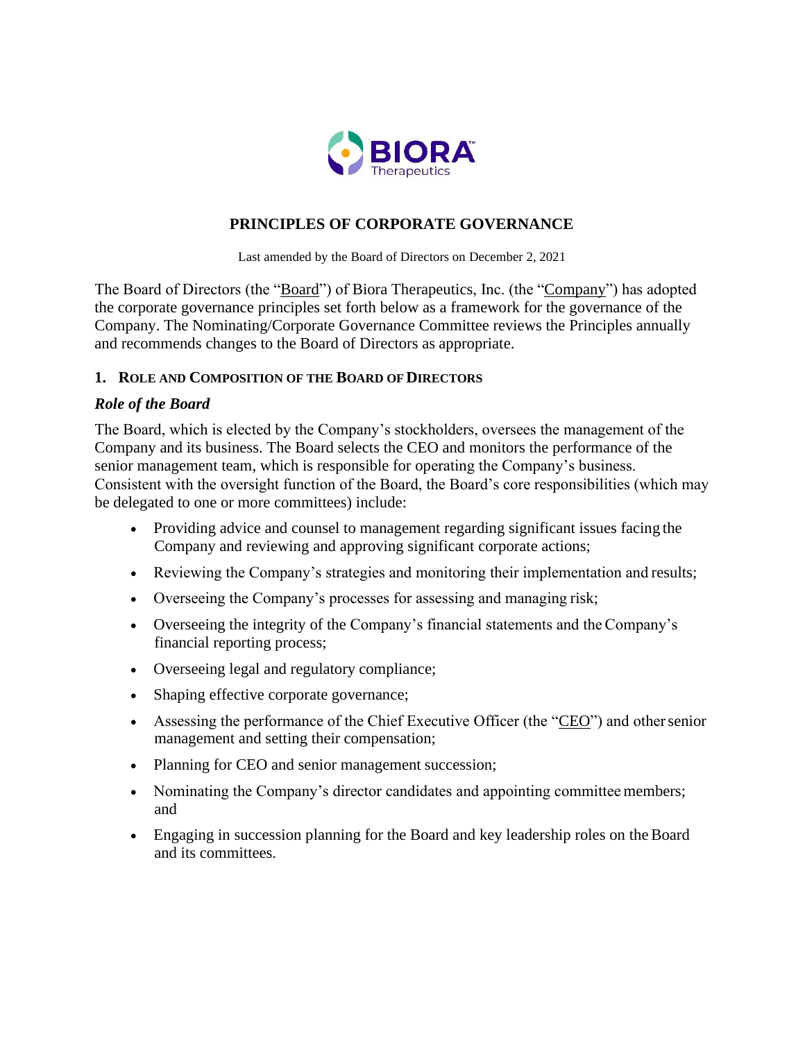# PRINCIPLES OF CORPORATE GOVERNANCE

Last amended by the Board of Directors on December 2, 2021

The Board of Directors (the "Board") of Biora Therapeutics, Inc. (the "Company") has adopted the corporate governance principles set forth below as a framework for the governance of the Company. The Nominating/Corporate Governance Committee reviews the Principles annually and recommends changes to the Board of Directors as appropriate.

## 1. ROLE AND COMPOSITION OF THE BOARD OF DIRECTORS

### *Role of the Board*

The Board, which is elected by the Company's stockholders, oversees the management of the Company and its business. The Board selects the CEO and monitors the performance of the senior management team, which is responsible for operating the Company's business. Consistent with the oversight function of the Board, the Board's core responsibilities (which may be delegated to one or more committees) include:

- Providing advice and counsel to management regarding significant issues facing the Company and reviewing and approving significant corporate actions;
- Reviewing the Company's strategies and monitoring their implementation and results;
- Overseeing the Company's processes for assessing and managing risk;
- Overseeing the integrity of the Company's financial statements and the Company's financial reporting process;
- Overseeing legal and regulatory compliance;
- Shaping effective corporate governance;
- Assessing the performance of the Chief Executive Officer (the "CEO") and other senior management and setting their compensation;
- Planning for CEO and senior management succession;
- Nominating the Company's director candidates and appointing committee members; and
- Engaging in succession planning for the Board and key leadership roles on the Board and its committees.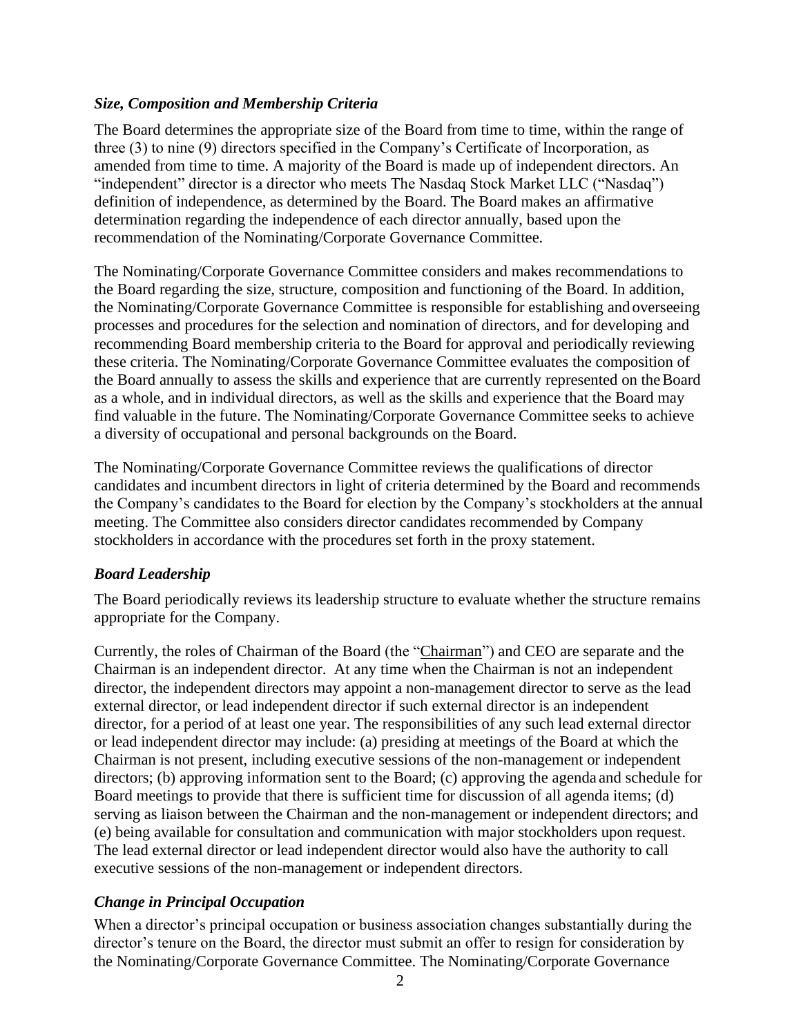### *Size, Composition and Membership Criteria*

The Board determines the appropriate size of the Board from time to time, within the range of three (3) to nine (9) directors specified in the Company's Certificate of Incorporation, as amended from time to time. A majority of the Board is made up of independent directors. An "independent" director is a director who meets The Nasdaq Stock Market LLC ("Nasdaq") definition of independence, as determined by the Board. The Board makes an affirmative determination regarding the independence of each director annually, based upon the recommendation of the Nominating/Corporate Governance Committee.

The Nominating/Corporate Governance Committee considers and makes recommendations to the Board regarding the size, structure, composition and functioning of the Board. In addition, the Nominating/Corporate Governance Committee is responsible for establishing and overseeing processes and procedures for the selection and nomination of directors, and for developing and recommending Board membership criteria to the Board for approval and periodically reviewing these criteria. The Nominating/Corporate Governance Committee evaluates the composition of the Board annually to assess the skills and experience that are currently represented on the Board as a whole, and in individual directors, as well as the skills and experience that the Board may find valuable in the future. The Nominating/Corporate Governance Committee seeks to achieve a diversity of occupational and personal backgrounds on the Board.

The Nominating/Corporate Governance Committee reviews the qualifications of director candidates and incumbent directors in light of criteria determined by the Board and recommends the Company's candidates to the Board for election by the Company's stockholders at the annual meeting. The Committee also considers director candidates recommended by Company stockholders in accordance with the procedures set forth in the proxy statement.

### *Board Leadership*

The Board periodically reviews its leadership structure to evaluate whether the structure remains appropriate for the Company.

Currently, the roles of Chairman of the Board (the "Chairman") and CEO are separate and the Chairman is an independent director. At any time when the Chairman is not an independent director, the independent directors may appoint a non-management director to serve as the lead external director, or lead independent director if such external director is an independent director, for a period of at least one year. The responsibilities of any such lead external director or lead independent director may include: (a) presiding at meetings of the Board at which the Chairman is not present, including executive sessions of the non-management or independent directors; (b) approving information sent to the Board; (c) approving the agenda and schedule for Board meetings to provide that there is sufficient time for discussion of all agenda items; (d) serving as liaison between the Chairman and the non-management or independent directors; and (e) being available for consultation and communication with major stockholders upon request. The lead external director or lead independent director would also have the authority to call executive sessions of the non-management or independent directors.

### *Change in Principal Occupation*

When a director's principal occupation or business association changes substantially during the director's tenure on the Board, the director must submit an offer to resign for consideration by the Nominating/Corporate Governance Committee. The Nominating/Corporate Governance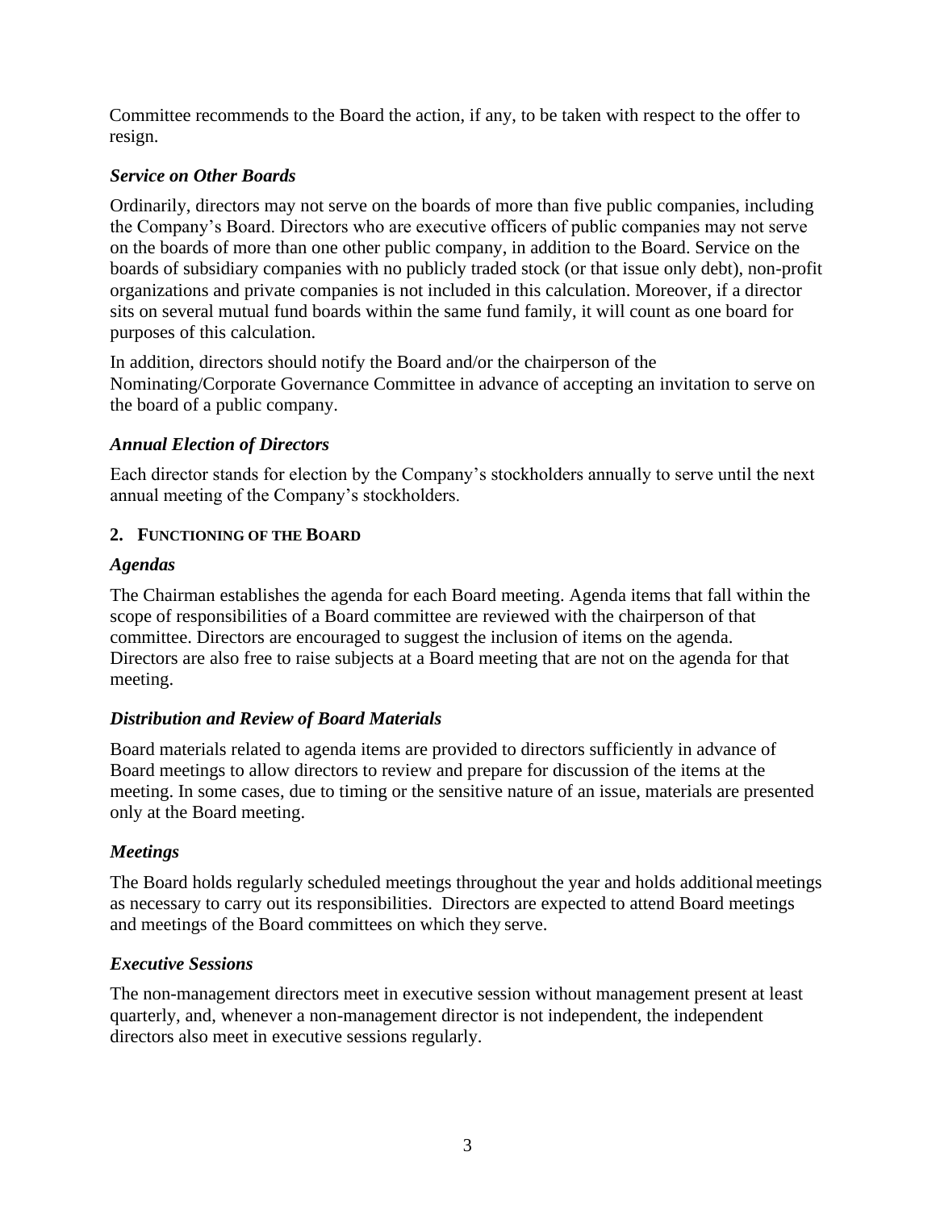Committee recommends to the Board the action, if any, to be taken with respect to the offer to resign.

### *Service on Other Boards*

Ordinarily, directors may not serve on the boards of more than five public companies, including the Company's Board. Directors who are executive officers of public companies may not serve on the boards of more than one other public company, in addition to the Board. Service on the boards of subsidiary companies with no publicly traded stock (or that issue only debt), non-profit organizations and private companies is not included in this calculation. Moreover, if a director sits on several mutual fund boards within the same fund family, it will count as one board for purposes of this calculation.

In addition, directors should notify the Board and/or the chairperson of the Nominating/Corporate Governance Committee in advance of accepting an invitation to serve on the board of a public company.

### *Annual Election of Directors*

Each director stands for election by the Company's stockholders annually to serve until the next annual meeting of the Company's stockholders.

## 2. Functioning of the Board

### *Agendas*

The Chairman establishes the agenda for each Board meeting. Agenda items that fall within the scope of responsibilities of a Board committee are reviewed with the chairperson of that committee. Directors are encouraged to suggest the inclusion of items on the agenda. Directors are also free to raise subjects at a Board meeting that are not on the agenda for that meeting.

### *Distribution and Review of Board Materials*

Board materials related to agenda items are provided to directors sufficiently in advance of Board meetings to allow directors to review and prepare for discussion of the items at the meeting. In some cases, due to timing or the sensitive nature of an issue, materials are presented only at the Board meeting.

### *Meetings*

The Board holds regularly scheduled meetings throughout the year and holds additional meetings as necessary to carry out its responsibilities. Directors are expected to attend Board meetings and meetings of the Board committees on which they serve.

### *Executive Sessions*

The non-management directors meet in executive session without management present at least quarterly, and, whenever a non-management director is not independent, the independent directors also meet in executive sessions regularly.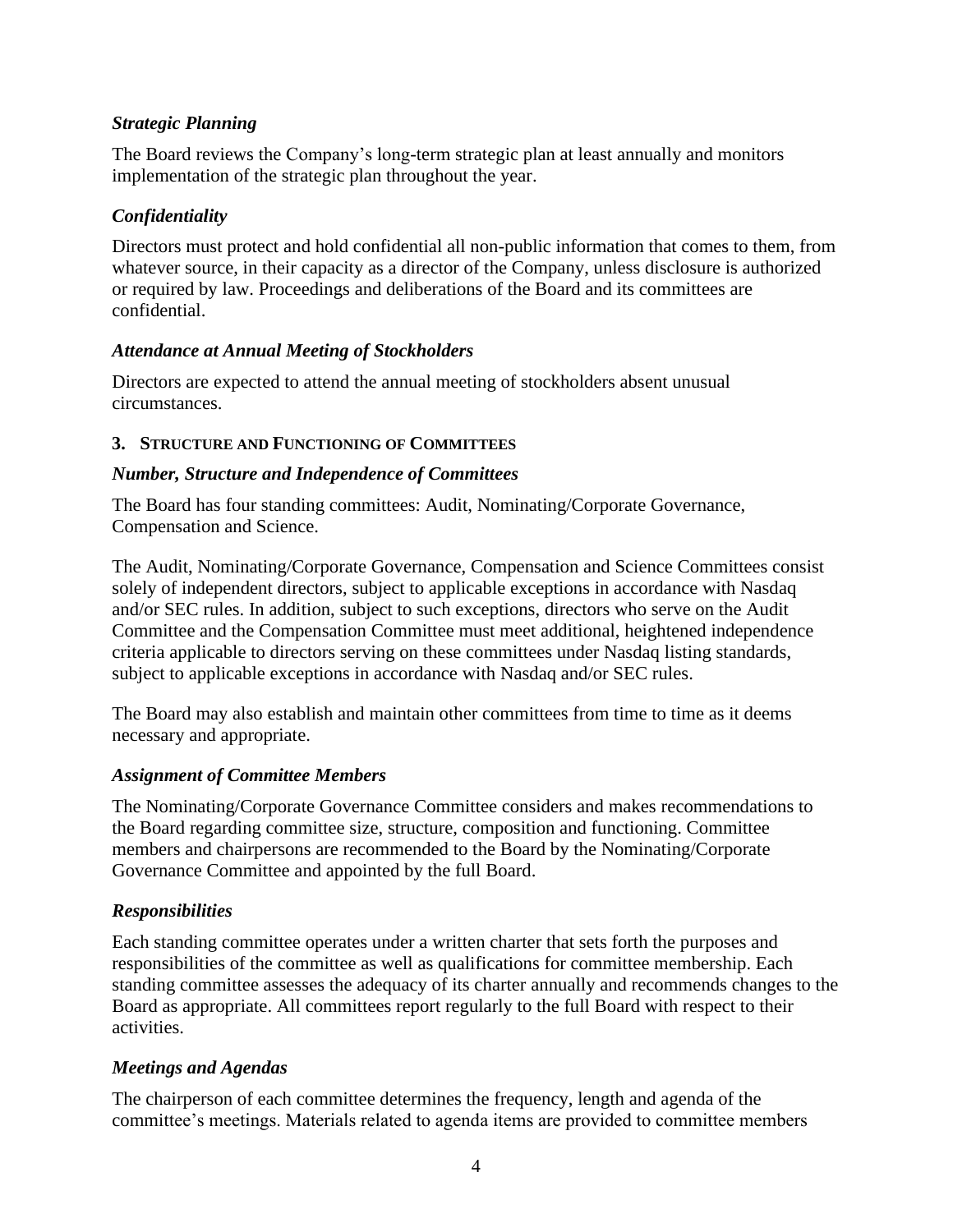### *Strategic Planning*

The Board reviews the Company's long-term strategic plan at least annually and monitors implementation of the strategic plan throughout the year.

### *Confidentiality*

Directors must protect and hold confidential all non-public information that comes to them, from whatever source, in their capacity as a director of the Company, unless disclosure is authorized or required by law. Proceedings and deliberations of the Board and its committees are confidential.

### *Attendance at Annual Meeting of Stockholders*

Directors are expected to attend the annual meeting of stockholders absent unusual circumstances.

## 3. STRUCTURE AND FUNCTIONING OF COMMITTEES

### *Number, Structure and Independence of Committees*

The Board has four standing committees: Audit, Nominating/Corporate Governance, Compensation and Science.

The Audit, Nominating/Corporate Governance, Compensation and Science Committees consist solely of independent directors, subject to applicable exceptions in accordance with Nasdaq and/or SEC rules. In addition, subject to such exceptions, directors who serve on the Audit Committee and the Compensation Committee must meet additional, heightened independence criteria applicable to directors serving on these committees under Nasdaq listing standards, subject to applicable exceptions in accordance with Nasdaq and/or SEC rules.

The Board may also establish and maintain other committees from time to time as it deems necessary and appropriate.

### *Assignment of Committee Members*

The Nominating/Corporate Governance Committee considers and makes recommendations to the Board regarding committee size, structure, composition and functioning. Committee members and chairpersons are recommended to the Board by the Nominating/Corporate Governance Committee and appointed by the full Board.

### *Responsibilities*

Each standing committee operates under a written charter that sets forth the purposes and responsibilities of the committee as well as qualifications for committee membership. Each standing committee assesses the adequacy of its charter annually and recommends changes to the Board as appropriate. All committees report regularly to the full Board with respect to their activities.

### *Meetings and Agendas*

The chairperson of each committee determines the frequency, length and agenda of the committee's meetings. Materials related to agenda items are provided to committee members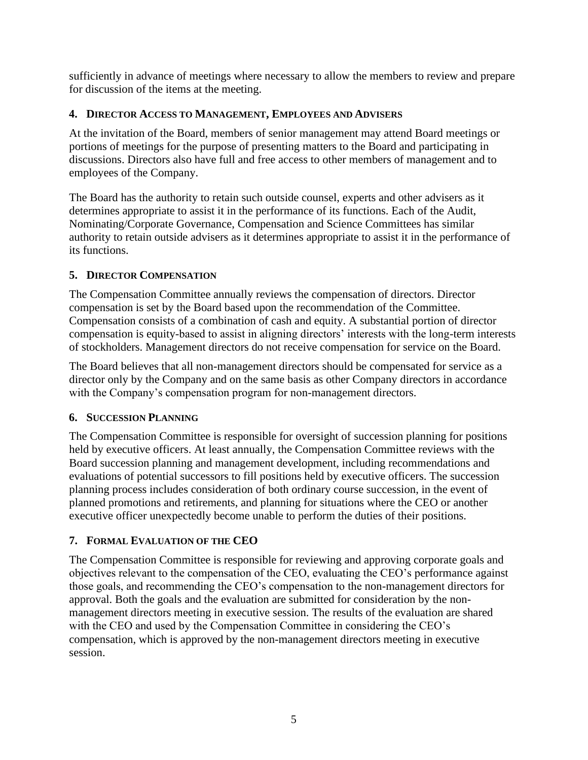sufficiently in advance of meetings where necessary to allow the members to review and prepare for discussion of the items at the meeting.

### 4. Director Access to Management, Employees and Advisers

At the invitation of the Board, members of senior management may attend Board meetings or portions of meetings for the purpose of presenting matters to the Board and participating in discussions. Directors also have full and free access to other members of management and to employees of the Company.

The Board has the authority to retain such outside counsel, experts and other advisers as it determines appropriate to assist it in the performance of its functions. Each of the Audit, Nominating/Corporate Governance, Compensation and Science Committees has similar authority to retain outside advisers as it determines appropriate to assist it in the performance of its functions.

### 5. Director Compensation

The Compensation Committee annually reviews the compensation of directors. Director compensation is set by the Board based upon the recommendation of the Committee. Compensation consists of a combination of cash and equity. A substantial portion of director compensation is equity-based to assist in aligning directors' interests with the long-term interests of stockholders. Management directors do not receive compensation for service on the Board.

The Board believes that all non-management directors should be compensated for service as a director only by the Company and on the same basis as other Company directors in accordance with the Company's compensation program for non-management directors.

### 6. Succession Planning

The Compensation Committee is responsible for oversight of succession planning for positions held by executive officers. At least annually, the Compensation Committee reviews with the Board succession planning and management development, including recommendations and evaluations of potential successors to fill positions held by executive officers. The succession planning process includes consideration of both ordinary course succession, in the event of planned promotions and retirements, and planning for situations where the CEO or another executive officer unexpectedly become unable to perform the duties of their positions.

### 7. Formal Evaluation of the CEO

The Compensation Committee is responsible for reviewing and approving corporate goals and objectives relevant to the compensation of the CEO, evaluating the CEO's performance against those goals, and recommending the CEO's compensation to the non-management directors for approval. Both the goals and the evaluation are submitted for consideration by the non-management directors meeting in executive session. The results of the evaluation are shared with the CEO and used by the Compensation Committee in considering the CEO's compensation, which is approved by the non-management directors meeting in executive session.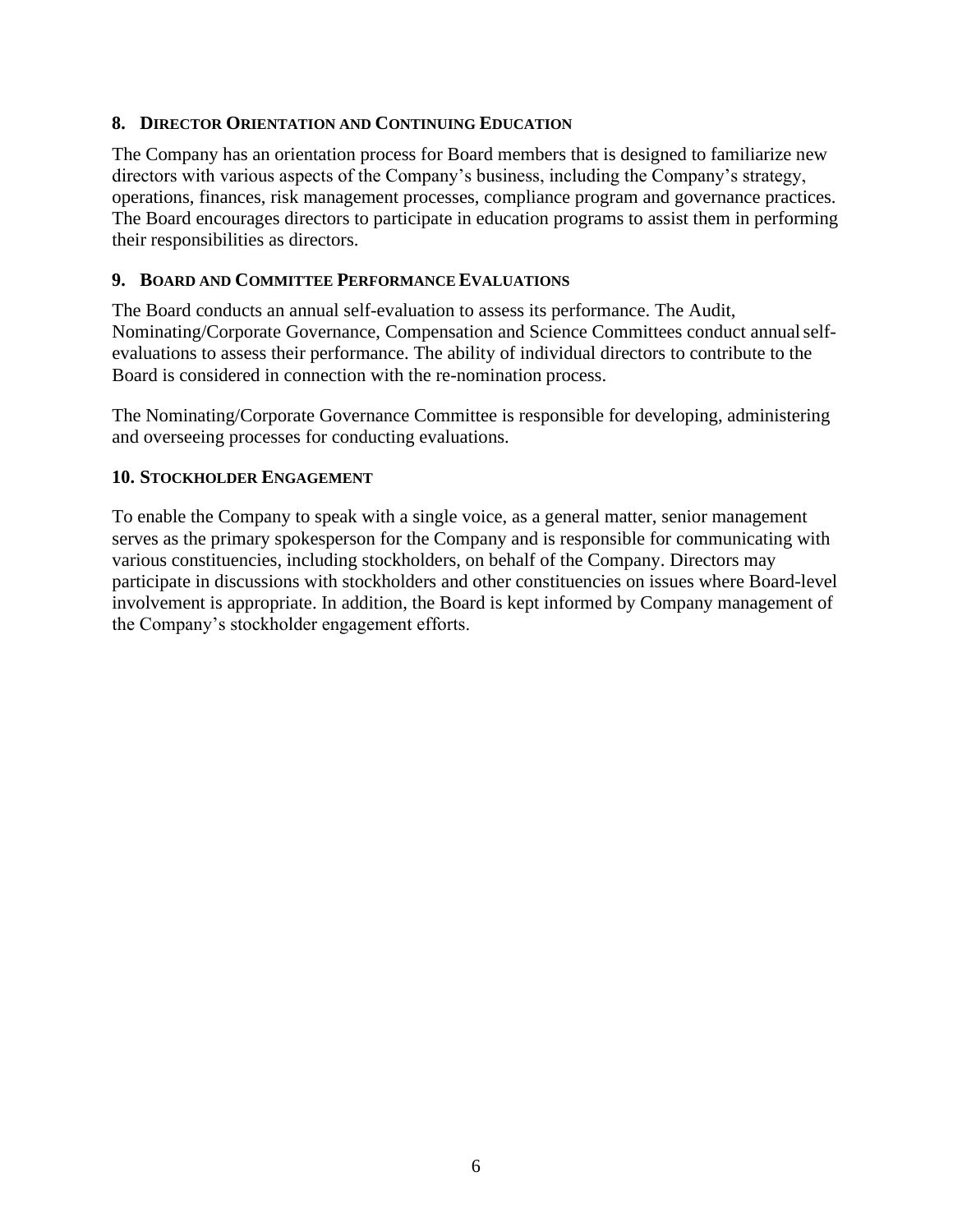## 8. DIRECTOR ORIENTATION AND CONTINUING EDUCATION

The Company has an orientation process for Board members that is designed to familiarize new directors with various aspects of the Company's business, including the Company's strategy, operations, finances, risk management processes, compliance program and governance practices. The Board encourages directors to participate in education programs to assist them in performing their responsibilities as directors.

## 9. BOARD AND COMMITTEE PERFORMANCE EVALUATIONS

The Board conducts an annual self-evaluation to assess its performance. The Audit, Nominating/Corporate Governance, Compensation and Science Committees conduct annual self-evaluations to assess their performance. The ability of individual directors to contribute to the Board is considered in connection with the re-nomination process.

The Nominating/Corporate Governance Committee is responsible for developing, administering and overseeing processes for conducting evaluations.

## 10. STOCKHOLDER ENGAGEMENT

To enable the Company to speak with a single voice, as a general matter, senior management serves as the primary spokesperson for the Company and is responsible for communicating with various constituencies, including stockholders, on behalf of the Company. Directors may participate in discussions with stockholders and other constituencies on issues where Board-level involvement is appropriate. In addition, the Board is kept informed by Company management of the Company's stockholder engagement efforts.